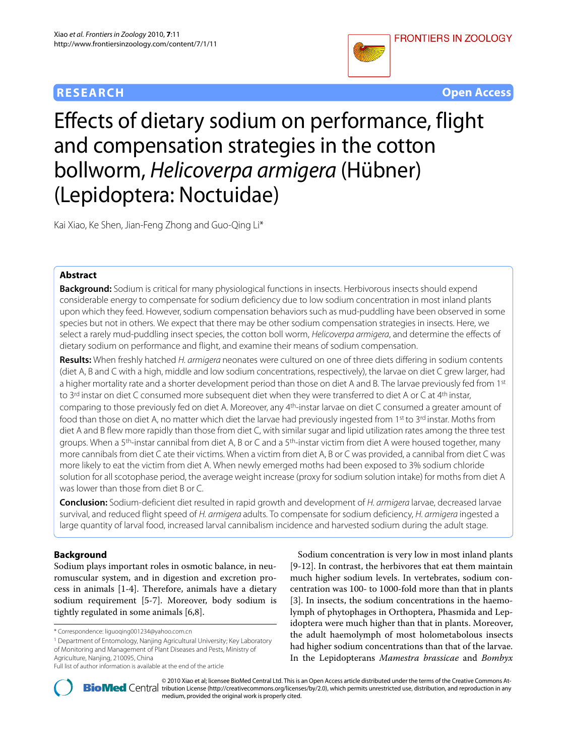RESEARCH Open Access

# Effects of dietary sodium on performance, flight and compensation strategies in the cotton bollworm, *Helicoverpa armigera* (Hübner) (Lepidoptera: Noctuidae)

Kai Xiao, Ke Shen, Jian-Feng Zhong and Guo-Qing Li*

## Abstract

**Background:** Sodium is critical for many physiological functions in insects. Herbivorous insects should expend considerable energy to compensate for sodium deficiency due to low sodium concentration in most inland plants upon which they feed. However, sodium compensation behaviors such as mud-puddling have been observed in some species but not in others. We expect that there may be other sodium compensation strategies in insects. Here, we select a rarely mud-puddling insect species, the cotton boll worm, *Helicoverpa armigera*, and determine the effects of dietary sodium on performance and flight, and examine their means of sodium compensation.

**Results:** When freshly hatched *H. armigera* neonates were cultured on one of three diets differing in sodium contents (diet A, B and C with a high, middle and low sodium concentrations, respectively), the larvae on diet C grew larger, had a higher mortality rate and a shorter development period than those on diet A and B. The larvae previously fed from 1st to 3rd instar on diet C consumed more subsequent diet when they were transferred to diet A or C at 4th instar, comparing to those previously fed on diet A. Moreover, any 4th-instar larvae on diet C consumed a greater amount of food than those on diet A, no matter which diet the larvae had previously ingested from 1st to 3rd instar. Moths from diet A and B flew more rapidly than those from diet C, with similar sugar and lipid utilization rates among the three test groups. When a 5th-instar cannibal from diet A, B or C and a 5th-instar victim from diet A were housed together, many more cannibals from diet C ate their victims. When a victim from diet A, B or C was provided, a cannibal from diet C was more likely to eat the victim from diet A. When newly emerged moths had been exposed to 3% sodium chloride solution for all scotophase period, the average weight increase (proxy for sodium solution intake) for moths from diet A was lower than those from diet B or C.

**Conclusion:** Sodium-deficient diet resulted in rapid growth and development of *H. armigera* larvae, decreased larvae survival, and reduced flight speed of *H. armigera* adults. To compensate for sodium deficiency, *H. armigera* ingested a large quantity of larval food, increased larval cannibalism incidence and harvested sodium during the adult stage.

## Background

Sodium plays important roles in osmotic balance, in neuromuscular system, and in digestion and excretion process in animals [1-4]. Therefore, animals have a dietary sodium requirement [5-7]. Moreover, body sodium is tightly regulated in some animals [6,8].

Sodium concentration is very low in most inland plants [9-12]. In contrast, the herbivores that eat them maintain much higher sodium levels. In vertebrates, sodium concentration was 100- to 1000-fold more than that in plants [3]. In insects, the sodium concentrations in the haemolymph of phytophages in Orthoptera, Phasmida and Lepidoptera were much higher than that in plants. Moreover, the adult haemolymph of most holometabolous insects had higher sodium concentrations than that of the larvae. In the Lepidopterans *Mamestra brassicae* and *Bombyx*

\* Correspondence: liguoqing001234@yahoo.com.cn
[1] Department of Entomology, Nanjing Agricultural University; Key Laboratory of Monitoring and Management of Plant Diseases and Pests, Ministry of Agriculture, Nanjing, 210095, China
Full list of author information is available at the end of the article

© 2010 Xiao et al; licensee BioMed Central Ltd. This is an Open Access article distributed under the terms of the Creative Commons Attribution License (http://creativecommons.org/licenses/by/2.0), which permits unrestricted use, distribution, and reproduction in any medium, provided the original work is properly cited.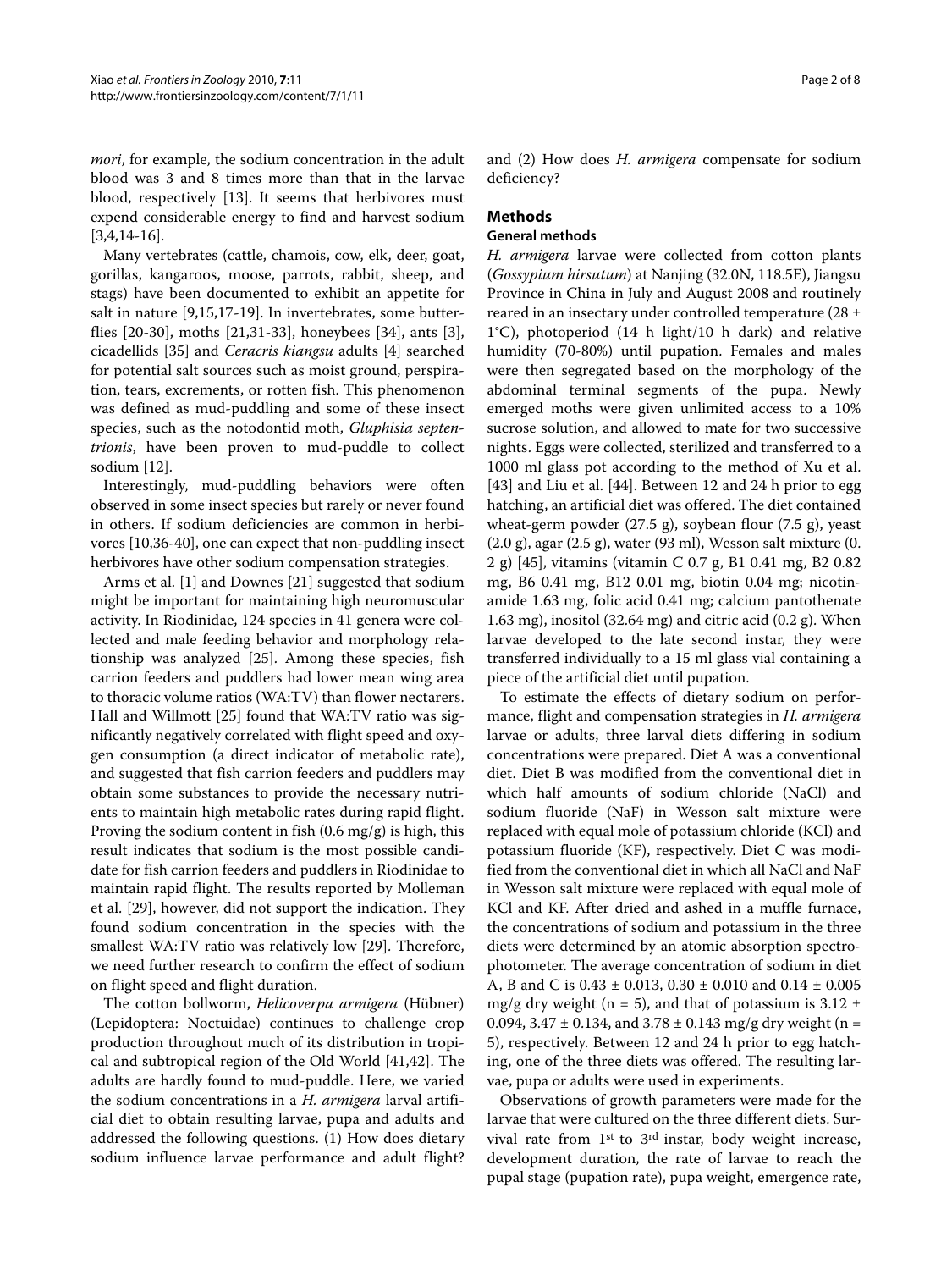*mori*, for example, the sodium concentration in the adult blood was 3 and 8 times more than that in the larvae blood, respectively [13]. It seems that herbivores must expend considerable energy to find and harvest sodium [3,4,14-16].

Many vertebrates (cattle, chamois, cow, elk, deer, goat, gorillas, kangaroos, moose, parrots, rabbit, sheep, and stags) have been documented to exhibit an appetite for salt in nature [9,15,17-19]. In invertebrates, some butterflies [20-30], moths [21,31-33], honeybees [34], ants [3], cicadellids [35] and *Ceracris kiangsu* adults [4] searched for potential salt sources such as moist ground, perspiration, tears, excrements, or rotten fish. This phenomenon was defined as mud-puddling and some of these insect species, such as the notodontid moth, *Gluphisia septentrionis*, have been proven to mud-puddle to collect sodium [12].

Interestingly, mud-puddling behaviors were often observed in some insect species but rarely or never found in others. If sodium deficiencies are common in herbivores [10,36-40], one can expect that non-puddling insect herbivores have other sodium compensation strategies.

Arms et al. [1] and Downes [21] suggested that sodium might be important for maintaining high neuromuscular activity. In Riodinidae, 124 species in 41 genera were collected and male feeding behavior and morphology relationship was analyzed [25]. Among these species, fish carrion feeders and puddlers had lower mean wing area to thoracic volume ratios (WA:TV) than flower nectarers. Hall and Willmott [25] found that WA:TV ratio was significantly negatively correlated with flight speed and oxygen consumption (a direct indicator of metabolic rate), and suggested that fish carrion feeders and puddlers may obtain some substances to provide the necessary nutrients to maintain high metabolic rates during rapid flight. Proving the sodium content in fish (0.6 mg/g) is high, this result indicates that sodium is the most possible candidate for fish carrion feeders and puddlers in Riodinidae to maintain rapid flight. The results reported by Molleman et al. [29], however, did not support the indication. They found sodium concentration in the species with the smallest WA:TV ratio was relatively low [29]. Therefore, we need further research to confirm the effect of sodium on flight speed and flight duration.

The cotton bollworm, *Helicoverpa armigera* (Hübner) (Lepidoptera: Noctuidae) continues to challenge crop production throughout much of its distribution in tropical and subtropical region of the Old World [41,42]. The adults are hardly found to mud-puddle. Here, we varied the sodium concentrations in a *H. armigera* larval artificial diet to obtain resulting larvae, pupa and adults and addressed the following questions. (1) How does dietary sodium influence larvae performance and adult flight? and (2) How does *H. armigera* compensate for sodium deficiency?

## Methods

### General methods

*H. armigera* larvae were collected from cotton plants (*Gossypium hirsutum*) at Nanjing (32.0N, 118.5E), Jiangsu Province in China in July and August 2008 and routinely reared in an insectary under controlled temperature (28 ± 1°C), photoperiod (14 h light/10 h dark) and relative humidity (70-80%) until pupation. Females and males were then segregated based on the morphology of the abdominal terminal segments of the pupa. Newly emerged moths were given unlimited access to a 10% sucrose solution, and allowed to mate for two successive nights. Eggs were collected, sterilized and transferred to a 1000 ml glass pot according to the method of Xu et al. [43] and Liu et al. [44]. Between 12 and 24 h prior to egg hatching, an artificial diet was offered. The diet contained wheat-germ powder (27.5 g), soybean flour (7.5 g), yeast (2.0 g), agar (2.5 g), water (93 ml), Wesson salt mixture (0. 2 g) [45], vitamins (vitamin C 0.7 g, B1 0.41 mg, B2 0.82 mg, B6 0.41 mg, B12 0.01 mg, biotin 0.04 mg; nicotinamide 1.63 mg, folic acid 0.41 mg; calcium pantothenate 1.63 mg), inositol (32.64 mg) and citric acid (0.2 g). When larvae developed to the late second instar, they were transferred individually to a 15 ml glass vial containing a piece of the artificial diet until pupation.

To estimate the effects of dietary sodium on performance, flight and compensation strategies in *H. armigera* larvae or adults, three larval diets differing in sodium concentrations were prepared. Diet A was a conventional diet. Diet B was modified from the conventional diet in which half amounts of sodium chloride (NaCl) and sodium fluoride (NaF) in Wesson salt mixture were replaced with equal mole of potassium chloride (KCl) and potassium fluoride (KF), respectively. Diet C was modified from the conventional diet in which all NaCl and NaF in Wesson salt mixture were replaced with equal mole of KCl and KF. After dried and ashed in a muffle furnace, the concentrations of sodium and potassium in the three diets were determined by an atomic absorption spectrophotometer. The average concentration of sodium in diet A, B and C is 0.43 ± 0.013, 0.30 ± 0.010 and 0.14 ± 0.005 mg/g dry weight ($n = 5$), and that of potassium is 3.12 ± 0.094, 3.47 ± 0.134, and 3.78 ± 0.143 mg/g dry weight ($n = 5$), respectively. Between 12 and 24 h prior to egg hatching, one of the three diets was offered. The resulting larvae, pupa or adults were used in experiments.

Observations of growth parameters were made for the larvae that were cultured on the three different diets. Survival rate from 1st to 3rd instar, body weight increase, development duration, the rate of larvae to reach the pupal stage (pupation rate), pupa weight, emergence rate,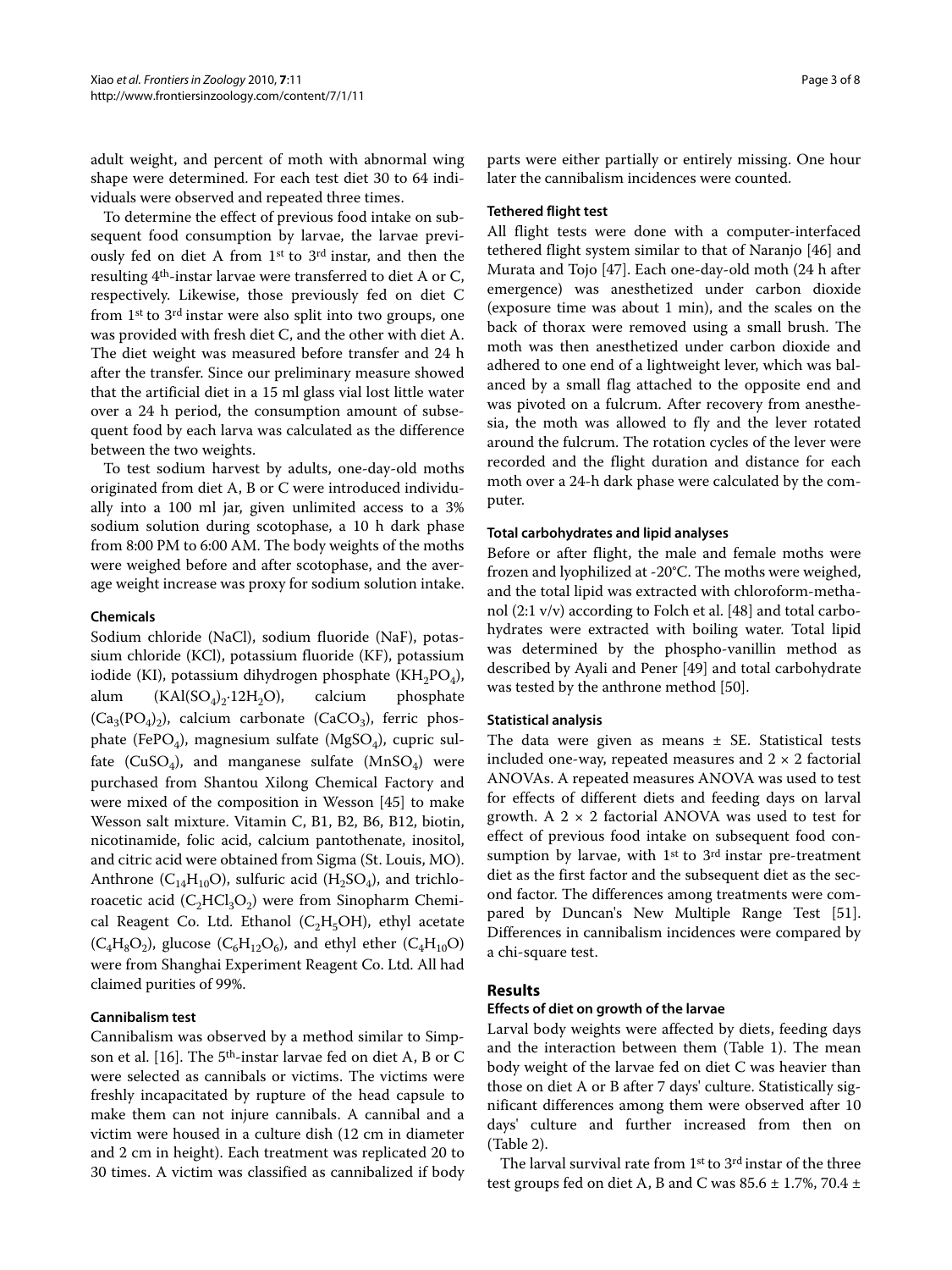adult weight, and percent of moth with abnormal wing shape were determined. For each test diet 30 to 64 individuals were observed and repeated three times.

To determine the effect of previous food intake on subsequent food consumption by larvae, the larvae previously fed on diet A from 1[st] to 3[rd] instar, and then the resulting 4[th]-instar larvae were transferred to diet A or C, respectively. Likewise, those previously fed on diet C from 1[st] to 3[rd] instar were also split into two groups, one was provided with fresh diet C, and the other with diet A. The diet weight was measured before transfer and 24 h after the transfer. Since our preliminary measure showed that the artificial diet in a 15 ml glass vial lost little water over a 24 h period, the consumption amount of subsequent food by each larva was calculated as the difference between the two weights.

To test sodium harvest by adults, one-day-old moths originated from diet A, B or C were introduced individually into a 100 ml jar, given unlimited access to a 3% sodium solution during scotophase, a 10 h dark phase from 8:00 PM to 6:00 AM. The body weights of the moths were weighed before and after scotophase, and the average weight increase was proxy for sodium solution intake.

#### Chemicals

Sodium chloride (NaCl), sodium fluoride (NaF), potassium chloride (KCl), potassium fluoride (KF), potassium iodide (KI), potassium dihydrogen phosphate ($KH_2PO_4$), alum ($KAl(SO_4)_2 \cdot 12H_2O$), calcium phosphate ($Ca_3(PO_4)_2$), calcium carbonate ($CaCO_3$), ferric phosphate ($FePO_4$), magnesium sulfate ($MgSO_4$), cupric sulfate ($CuSO_4$), and manganese sulfate ($MnSO_4$) were purchased from Shantou Xilong Chemical Factory and were mixed of the composition in Wesson [45] to make Wesson salt mixture. Vitamin C, B1, B2, B6, B12, biotin, nicotinamide, folic acid, calcium pantothenate, inositol, and citric acid were obtained from Sigma (St. Louis, MO). Anthrone ($C_{14}H_{10}O$), sulfuric acid ($H_2SO_4$), and trichloroacetic acid ($C_2HCl_3O_2$) were from Sinopharm Chemical Reagent Co. Ltd. Ethanol ($C_2H_5OH$), ethyl acetate ($C_4H_8O_2$), glucose ($C_6H_{12}O_6$), and ethyl ether ($C_4H_{10}O$) were from Shanghai Experiment Reagent Co. Ltd. All had claimed purities of 99%.

#### Cannibalism test

Cannibalism was observed by a method similar to Simpson et al. [16]. The 5[th]-instar larvae fed on diet A, B or C were selected as cannibals or victims. The victims were freshly incapacitated by rupture of the head capsule to make them can not injure cannibals. A cannibal and a victim were housed in a culture dish (12 cm in diameter and 2 cm in height). Each treatment was replicated 20 to 30 times. A victim was classified as cannibalized if body parts were either partially or entirely missing. One hour later the cannibalism incidences were counted.

#### Tethered flight test

All flight tests were done with a computer-interfaced tethered flight system similar to that of Naranjo [46] and Murata and Tojo [47]. Each one-day-old moth (24 h after emergence) was anesthetized under carbon dioxide (exposure time was about 1 min), and the scales on the back of thorax were removed using a small brush. The moth was then anesthetized under carbon dioxide and adhered to one end of a lightweight lever, which was balanced by a small flag attached to the opposite end and was pivoted on a fulcrum. After recovery from anesthesia, the moth was allowed to fly and the lever rotated around the fulcrum. The rotation cycles of the lever were recorded and the flight duration and distance for each moth over a 24-h dark phase were calculated by the computer.

#### Total carbohydrates and lipid analyses

Before or after flight, the male and female moths were frozen and lyophilized at -20°C. The moths were weighed, and the total lipid was extracted with chloroform-methanol (2:1 v/v) according to Folch et al. [48] and total carbohydrates were extracted with boiling water. Total lipid was determined by the phospho-vanillin method as described by Ayali and Pener [49] and total carbohydrate was tested by the anthrone method [50].

#### Statistical analysis

The data were given as means ± SE. Statistical tests included one-way, repeated measures and 2 × 2 factorial ANOVAs. A repeated measures ANOVA was used to test for effects of different diets and feeding days on larval growth. A 2 × 2 factorial ANOVA was used to test for effect of previous food intake on subsequent food consumption by larvae, with 1[st] to 3[rd] instar pre-treatment diet as the first factor and the subsequent diet as the second factor. The differences among treatments were compared by Duncan's New Multiple Range Test [51]. Differences in cannibalism incidences were compared by a chi-square test.

## Results

#### Effects of diet on growth of the larvae

Larval body weights were affected by diets, feeding days and the interaction between them (Table 1). The mean body weight of the larvae fed on diet C was heavier than those on diet A or B after 7 days' culture. Statistically significant differences among them were observed after 10 days' culture and further increased from then on (Table 2).

The larval survival rate from 1[st] to 3[rd] instar of the three test groups fed on diet A, B and C was 85.6 ± 1.7%, 70.4 ±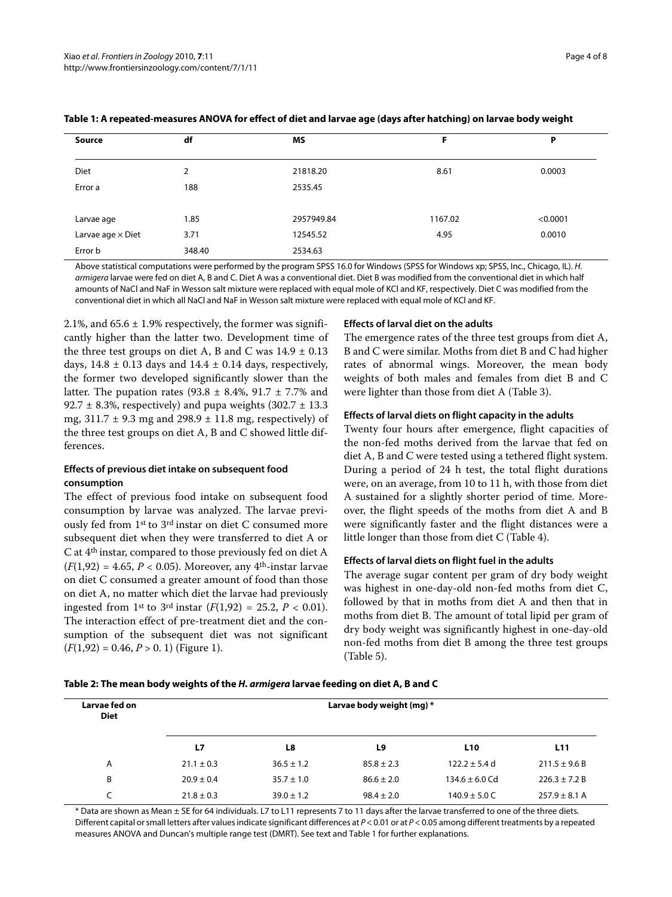**Table 1: A repeated-measures ANOVA for effect of diet and larvae age (days after hatching) on larvae body weight**

| Source | df | MS | F | P |
|---|---|---|---|---|
| Diet | 2 | 21818.20 | 8.61 | 0.0003 |
| Error a | 188 | 2535.45 | | |
| Larvae age | 1.85 | 2957949.84 | 1167.02 | <0.0001 |
| Larvae age × Diet | 3.71 | 12545.52 | 4.95 | 0.0010 |
| Error b | 348.40 | 2534.63 | | |

Above statistical computations were performed by the program SPSS 16.0 for Windows (SPSS for Windows xp; SPSS, Inc., Chicago, IL). *H. armigera* larvae were fed on diet A, B and C. Diet A was a conventional diet. Diet B was modified from the conventional diet in which half amounts of NaCl and NaF in Wesson salt mixture were replaced with equal mole of KCl and KF, respectively. Diet C was modified from the conventional diet in which all NaCl and NaF in Wesson salt mixture were replaced with equal mole of KCl and KF.

2.1%, and 65.6 ± 1.9% respectively, the former was significantly higher than the latter two. Development time of the three test groups on diet A, B and C was 14.9 ± 0.13 days, 14.8 ± 0.13 days and 14.4 ± 0.14 days, respectively, the former two developed significantly slower than the latter. The pupation rates (93.8 ± 8.4%, 91.7 ± 7.7% and 92.7 ± 8.3%, respectively) and pupa weights (302.7 ± 13.3 mg, 311.7 ± 9.3 mg and 298.9 ± 11.8 mg, respectively) of the three test groups on diet A, B and C showed little differences.

### Effects of previous diet intake on subsequent food consumption

The effect of previous food intake on subsequent food consumption by larvae was analyzed. The larvae previously fed from 1st to 3rd instar on diet C consumed more subsequent diet when they were transferred to diet A or C at 4th instar, compared to those previously fed on diet A ($F(1,92) = 4.65$, $P < 0.05$). Moreover, any 4th-instar larvae on diet C consumed a greater amount of food than those on diet A, no matter which diet the larvae had previously ingested from 1st to 3rd instar ($F(1,92) = 25.2$, $P < 0.01$). The interaction effect of pre-treatment diet and the consumption of the subsequent diet was not significant ($F(1,92) = 0.46$, $P > 0.1$) (Figure 1).

### Effects of larval diet on the adults

The emergence rates of the three test groups from diet A, B and C were similar. Moths from diet B and C had higher rates of abnormal wings. Moreover, the mean body weights of both males and females from diet B and C were lighter than those from diet A (Table 3).

### Effects of larval diets on flight capacity in the adults

Twenty four hours after emergence, flight capacities of the non-fed moths derived from the larvae that fed on diet A, B and C were tested using a tethered flight system. During a period of 24 h test, the total flight durations were, on an average, from 10 to 11 h, with those from diet A sustained for a slightly shorter period of time. Moreover, the flight speeds of the moths from diet A and B were significantly faster and the flight distances were a little longer than those from diet C (Table 4).

### Effects of larval diets on flight fuel in the adults

The average sugar content per gram of dry body weight was highest in one-day-old non-fed moths from diet C, followed by that in moths from diet A and then that in moths from diet B. The amount of total lipid per gram of dry body weight was significantly highest in one-day-old non-fed moths from diet B among the three test groups (Table 5).

**Table 2: The mean body weights of the *H. armigera* larvae feeding on diet A, B and C**

| Larvae fed on Diet | Larvae body weight (mg) * | | | | |
|---|---|---|---|---|---|
| | L7 | L8 | L9 | L10 | L11 |
| A | 21.1 ± 0.3 | 36.5 ± 1.2 | 85.8 ± 2.3 | 122.2 ± 5.4 d | 211.5 ± 9.6 B |
| B | 20.9 ± 0.4 | 35.7 ± 1.0 | 86.6 ± 2.0 | 134.6 ± 6.0 Cd | 226.3 ± 7.2 B |
| C | 21.8 ± 0.3 | 39.0 ± 1.2 | 98.4 ± 2.0 | 140.9 ± 5.0 C | 257.9 ± 8.1 A |

\* Data are shown as Mean ± SE for 64 individuals. L7 to L11 represents 7 to 11 days after the larvae transferred to one of the three diets. Different capital or small letters after values indicate significant differences at $P < 0.01$ or at $P < 0.05$ among different treatments by a repeated measures ANOVA and Duncan's multiple range test (DMRT). See text and Table 1 for further explanations.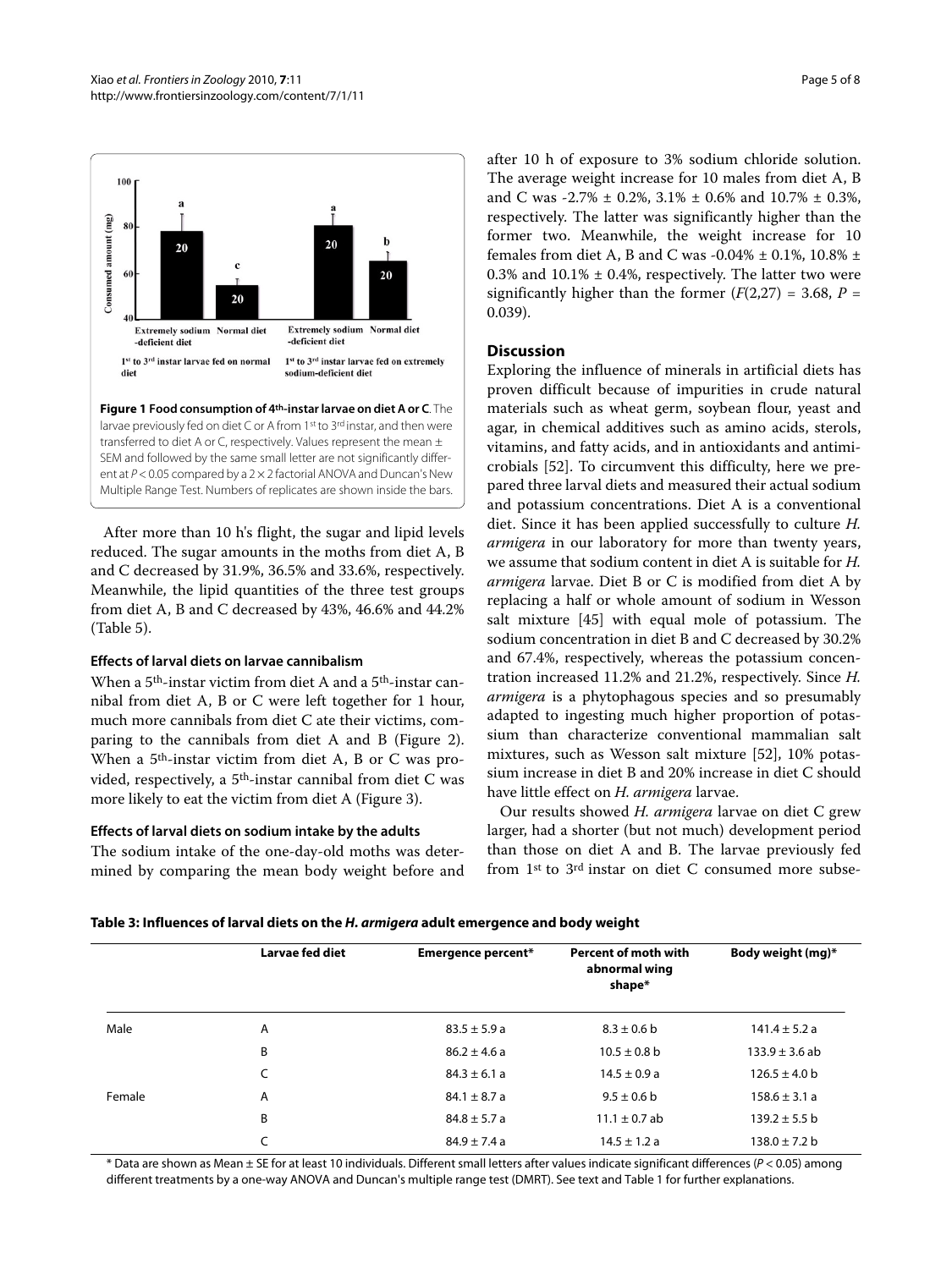**Figure 1 Food consumption of 4th-instar larvae on diet A or C**. The larvae previously fed on diet C or A from 1st to 3rd instar, and then were transferred to diet A or C, respectively. Values represent the mean ± SEM and followed by the same small letter are not significantly different at $P < 0.05$ compared by a 2 × 2 factorial ANOVA and Duncan's New Multiple Range Test. Numbers of replicates are shown inside the bars.

After more than 10 h's flight, the sugar and lipid levels reduced. The sugar amounts in the moths from diet A, B and C decreased by 31.9%, 36.5% and 33.6%, respectively. Meanwhile, the lipid quantities of the three test groups from diet A, B and C decreased by 43%, 46.6% and 44.2% (Table 5).

### Effects of larval diets on larvae cannibalism

When a 5th-instar victim from diet A and a 5th-instar cannibal from diet A, B or C were left together for 1 hour, much more cannibals from diet C ate their victims, comparing to the cannibals from diet A and B (Figure 2). When a 5th-instar victim from diet A, B or C was provided, respectively, a 5th-instar cannibal from diet C was more likely to eat the victim from diet A (Figure 3).

### Effects of larval diets on sodium intake by the adults

The sodium intake of the one-day-old moths was determined by comparing the mean body weight before and after 10 h of exposure to 3% sodium chloride solution. The average weight increase for 10 males from diet A, B and C was -2.7% ± 0.2%, 3.1% ± 0.6% and 10.7% ± 0.3%, respectively. The latter was significantly higher than the former two. Meanwhile, the weight increase for 10 females from diet A, B and C was -0.04% ± 0.1%, 10.8% ± 0.3% and 10.1% ± 0.4%, respectively. The latter two were significantly higher than the former ($F(2,27) = 3.68$, $P = 0.039$).

## Discussion

Exploring the influence of minerals in artificial diets has proven difficult because of impurities in crude natural materials such as wheat germ, soybean flour, yeast and agar, in chemical additives such as amino acids, sterols, vitamins, and fatty acids, and in antioxidants and antimicrobials [52]. To circumvent this difficulty, here we prepared three larval diets and measured their actual sodium and potassium concentrations. Diet A is a conventional diet. Since it has been applied successfully to culture *H. armigera* in our laboratory for more than twenty years, we assume that sodium content in diet A is suitable for *H. armigera* larvae. Diet B or C is modified from diet A by replacing a half or whole amount of sodium in Wesson salt mixture [45] with equal mole of potassium. The sodium concentration in diet B and C decreased by 30.2% and 67.4%, respectively, whereas the potassium concentration increased 11.2% and 21.2%, respectively. Since *H. armigera* is a phytophagous species and so presumably adapted to ingesting much higher proportion of potassium than characterize conventional mammalian salt mixtures, such as Wesson salt mixture [52], 10% potassium increase in diet B and 20% increase in diet C should have little effect on *H. armigera* larvae.

Our results showed *H. armigera* larvae on diet C grew larger, had a shorter (but not much) development period than those on diet A and B. The larvae previously fed from 1st to 3rd instar on diet C consumed more subse-

**Table 3: Influences of larval diets on the *H. armigera* adult emergence and body weight**

| | Larvae fed diet | Emergence percent* | Percent of moth with abnormal wing shape* | Body weight (mg)* |
|---|---|---|---|---|
| Male | A | 83.5 ± 5.9 a | 8.3 ± 0.6 b | 141.4 ± 5.2 a |
| | B | 86.2 ± 4.6 a | 10.5 ± 0.8 b | 133.9 ± 3.6 ab |
| | C | 84.3 ± 6.1 a | 14.5 ± 0.9 a | 126.5 ± 4.0 b |
| Female | A | 84.1 ± 8.7 a | 9.5 ± 0.6 b | 158.6 ± 3.1 a |
| | B | 84.8 ± 5.7 a | 11.1 ± 0.7 ab | 139.2 ± 5.5 b |
| | C | 84.9 ± 7.4 a | 14.5 ± 1.2 a | 138.0 ± 7.2 b |

\* Data are shown as Mean ± SE for at least 10 individuals. Different small letters after values indicate significant differences ($P < 0.05$) among different treatments by a one-way ANOVA and Duncan's multiple range test (DMRT). See text and Table 1 for further explanations.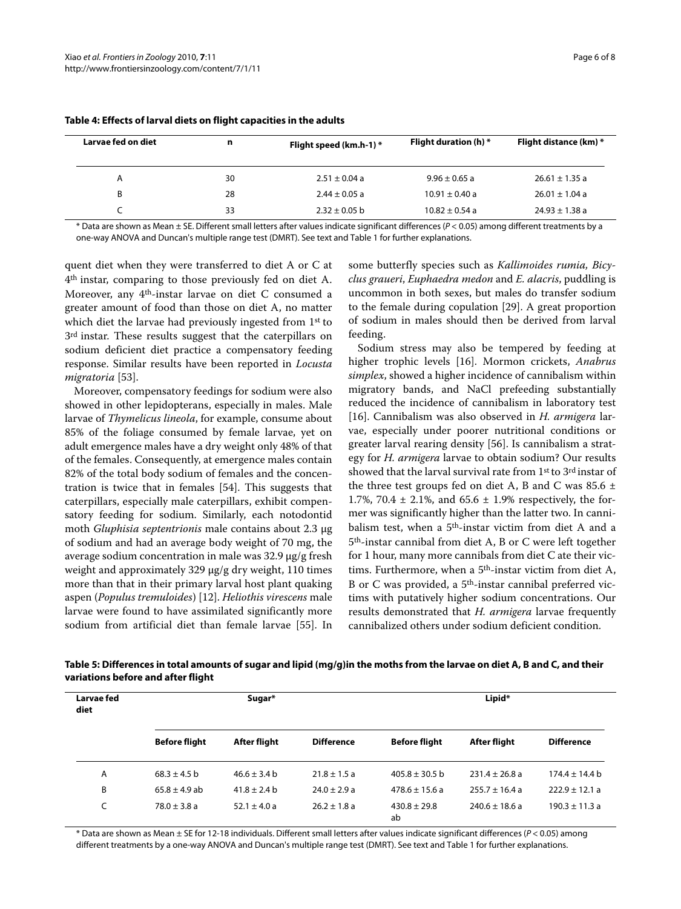**Table 4: Effects of larval diets on flight capacities in the adults**

| Larvae fed on diet | n | Flight speed (km.h-1) * | Flight duration (h) * | Flight distance (km) * |
|---|---|---|---|---|
| A | 30 | 2.51 ± 0.04 a | 9.96 ± 0.65 a | 26.61 ± 1.35 a |
| B | 28 | 2.44 ± 0.05 a | 10.91 ± 0.40 a | 26.01 ± 1.04 a |
| C | 33 | 2.32 ± 0.05 b | 10.82 ± 0.54 a | 24.93 ± 1.38 a |

* Data are shown as Mean ± SE. Different small letters after values indicate significant differences ($P < 0.05$) among different treatments by a one-way ANOVA and Duncan's multiple range test (DMRT). See text and Table 1 for further explanations.

quent diet when they were transferred to diet A or C at 4th instar, comparing to those previously fed on diet A. Moreover, any 4th-instar larvae on diet C consumed a greater amount of food than those on diet A, no matter which diet the larvae had previously ingested from 1st to 3rd instar. These results suggest that the caterpillars on sodium deficient diet practice a compensatory feeding response. Similar results have been reported in *Locusta migratoria* [53].

Moreover, compensatory feedings for sodium were also showed in other lepidopterans, especially in males. Male larvae of *Thymelicus lineola*, for example, consume about 85% of the foliage consumed by female larvae, yet on adult emergence males have a dry weight only 48% of that of the females. Consequently, at emergence males contain 82% of the total body sodium of females and the concentration is twice that in females [54]. This suggests that caterpillars, especially male caterpillars, exhibit compensatory feeding for sodium. Similarly, each notodontid moth *Gluphisia septentrionis* male contains about 2.3 μg of sodium and had an average body weight of 70 mg, the average sodium concentration in male was 32.9 μg/g fresh weight and approximately 329 μg/g dry weight, 110 times more than that in their primary larval host plant quaking aspen (*Populus tremuloides*) [12]. *Heliothis virescens* male larvae were found to have assimilated significantly more sodium from artificial diet than female larvae [55]. In some butterfly species such as *Kallimoides rumia, Bicyclus graueri*, *Euphaedra medon* and *E. alacris*, puddling is uncommon in both sexes, but males do transfer sodium to the female during copulation [29]. A great proportion of sodium in males should then be derived from larval feeding.

Sodium stress may also be tempered by feeding at higher trophic levels [16]. Mormon crickets, *Anabrus simplex*, showed a higher incidence of cannibalism within migratory bands, and NaCl prefeeding substantially reduced the incidence of cannibalism in laboratory test [16]. Cannibalism was also observed in *H. armigera* larvae, especially under poorer nutritional conditions or greater larval rearing density [56]. Is cannibalism a strategy for *H. armigera* larvae to obtain sodium? Our results showed that the larval survival rate from 1st to 3rd instar of the three test groups fed on diet A, B and C was 85.6 ± 1.7%, 70.4 ± 2.1%, and 65.6 ± 1.9% respectively, the former was significantly higher than the latter two. In cannibalism test, when a 5th-instar victim from diet A and a 5th-instar cannibal from diet A, B or C were left together for 1 hour, many more cannibals from diet C ate their victims. Furthermore, when a 5th-instar victim from diet A, B or C was provided, a 5th-instar cannibal preferred victims with putatively higher sodium concentrations. Our results demonstrated that *H. armigera* larvae frequently cannibalized others under sodium deficient condition.

**Table 5: Differences in total amounts of sugar and lipid (mg/g)in the moths from the larvae on diet A, B and C, and their variations before and after flight**

| Larvae fed diet | Sugar* | | | Lipid* | | |
|---|---|---|---|---|---|---|
| | Before flight | After flight | Difference | Before flight | After flight | Difference |
| A | 68.3 ± 4.5 b | 46.6 ± 3.4 b | 21.8 ± 1.5 a | 405.8 ± 30.5 b | 231.4 ± 26.8 a | 174.4 ± 14.4 b |
| B | 65.8 ± 4.9 ab | 41.8 ± 2.4 b | 24.0 ± 2.9 a | 478.6 ± 15.6 a | 255.7 ± 16.4 a | 222.9 ± 12.1 a |
| C | 78.0 ± 3.8 a | 52.1 ± 4.0 a | 26.2 ± 1.8 a | 430.8 ± 29.8 ab | 240.6 ± 18.6 a | 190.3 ± 11.3 a |

* Data are shown as Mean ± SE for 12-18 individuals. Different small letters after values indicate significant differences ($P < 0.05$) among different treatments by a one-way ANOVA and Duncan's multiple range test (DMRT). See text and Table 1 for further explanations.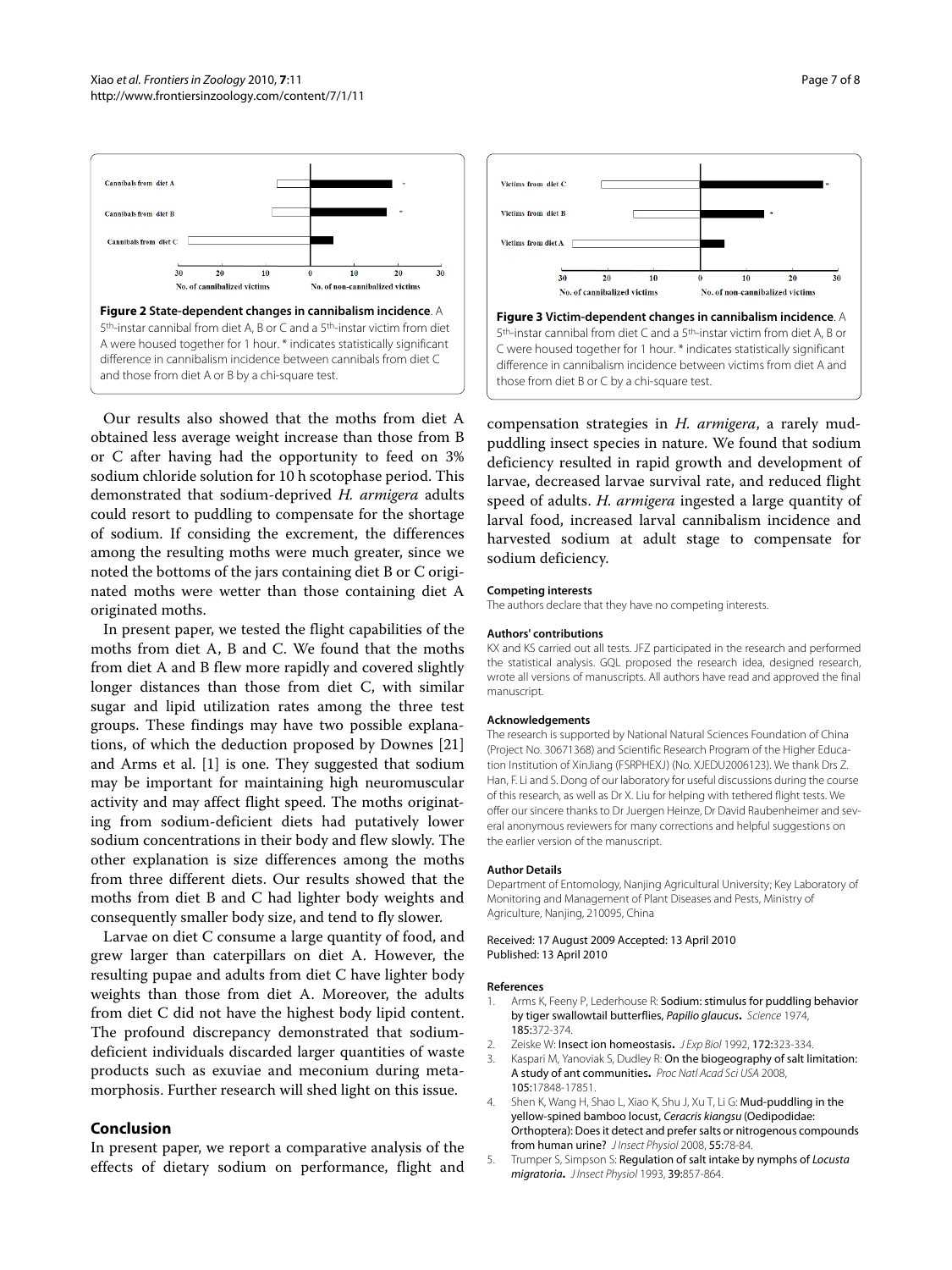**Figure 2 State-dependent changes in cannibalism incidence**. A 5th-instar cannibal from diet A, B or C and a 5th-instar victim from diet A were housed together for 1 hour. * indicates statistically significant difference in cannibalism incidence between cannibals from diet C and those from diet A or B by a chi-square test.

**Figure 3 Victim-dependent changes in cannibalism incidence**. A 5th-instar cannibal from diet C and a 5th-instar victim from diet A, B or C were housed together for 1 hour. * indicates statistically significant difference in cannibalism incidence between victims from diet A and those from diet B or C by a chi-square test.

Our results also showed that the moths from diet A obtained less average weight increase than those from B or C after having had the opportunity to feed on 3% sodium chloride solution for 10 h scotophase period. This demonstrated that sodium-deprived *H. armigera* adults could resort to puddling to compensate for the shortage of sodium. If considing the excrement, the differences among the resulting moths were much greater, since we noted the bottoms of the jars containing diet B or C originated moths were wetter than those containing diet A originated moths.

In present paper, we tested the flight capabilities of the moths from diet A, B and C. We found that the moths from diet A and B flew more rapidly and covered slightly longer distances than those from diet C, with similar sugar and lipid utilization rates among the three test groups. These findings may have two possible explanations, of which the deduction proposed by Downes [21] and Arms et al. [1] is one. They suggested that sodium may be important for maintaining high neuromuscular activity and may affect flight speed. The moths originating from sodium-deficient diets had putatively lower sodium concentrations in their body and flew slowly. The other explanation is size differences among the moths from three different diets. Our results showed that the moths from diet B and C had lighter body weights and consequently smaller body size, and tend to fly slower.

Larvae on diet C consume a large quantity of food, and grew larger than caterpillars on diet A. However, the resulting pupae and adults from diet C have lighter body weights than those from diet A. Moreover, the adults from diet C did not have the highest body lipid content. The profound discrepancy demonstrated that sodium-deficient individuals discarded larger quantities of waste products such as exuviae and meconium during metamorphosis. Further research will shed light on this issue.

## Conclusion

In present paper, we report a comparative analysis of the effects of dietary sodium on performance, flight and compensation strategies in *H. armigera*, a rarely mud-puddling insect species in nature. We found that sodium deficiency resulted in rapid growth and development of larvae, decreased larvae survival rate, and reduced flight speed of adults. *H. armigera* ingested a large quantity of larval food, increased larval cannibalism incidence and harvested sodium at adult stage to compensate for sodium deficiency.

#### Competing interests

The authors declare that they have no competing interests.

#### Authors' contributions

KX and KS carried out all tests. JFZ participated in the research and performed the statistical analysis. GQL proposed the research idea, designed research, wrote all versions of manuscripts. All authors have read and approved the final manuscript.

#### Acknowledgements

The research is supported by National Natural Sciences Foundation of China (Project No. 30671368) and Scientific Research Program of the Higher Education Institution of XinJiang (FSRPHEXJ) (No. XJEDU2006123). We thank Drs Z. Han, F. Li and S. Dong of our laboratory for useful discussions during the course of this research, as well as Dr X. Liu for helping with tethered flight tests. We offer our sincere thanks to Dr Juergen Heinze, Dr David Raubenheimer and several anonymous reviewers for many corrections and helpful suggestions on the earlier version of the manuscript.

#### Author Details

Department of Entomology, Nanjing Agricultural University; Key Laboratory of Monitoring and Management of Plant Diseases and Pests, Ministry of Agriculture, Nanjing, 210095, China

Received: 17 August 2009 Accepted: 13 April 2010
Published: 13 April 2010

#### References

1. Arms K, Feeny P, Lederhouse R: **Sodium: stimulus for puddling behavior by tiger swallowtail butterflies, *Papilio glaucus*.** *Science* 1974, **185:**372-374.
2. Zeiske W: **Insect ion homeostasis.** *J Exp Biol* 1992, **172:**323-334.
3. Kaspari M, Yanoviak S, Dudley R: **On the biogeography of salt limitation: A study of ant communities.** *Proc Natl Acad Sci USA* 2008, **105:**17848-17851.
4. Shen K, Wang H, Shao L, Xiao K, Shu J, Xu T, Li G: **Mud-puddling in the yellow-spined bamboo locust, *Ceracris kiangsu* (Oedipodidae: Orthoptera): Does it detect and prefer salts or nitrogenous compounds from human urine?** *J Insect Physiol* 2008, **55:**78-84.
5. Trumper S, Simpson S: **Regulation of salt intake by nymphs of *Locusta migratoria*.** *J Insect Physiol* 1993, **39:**857-864.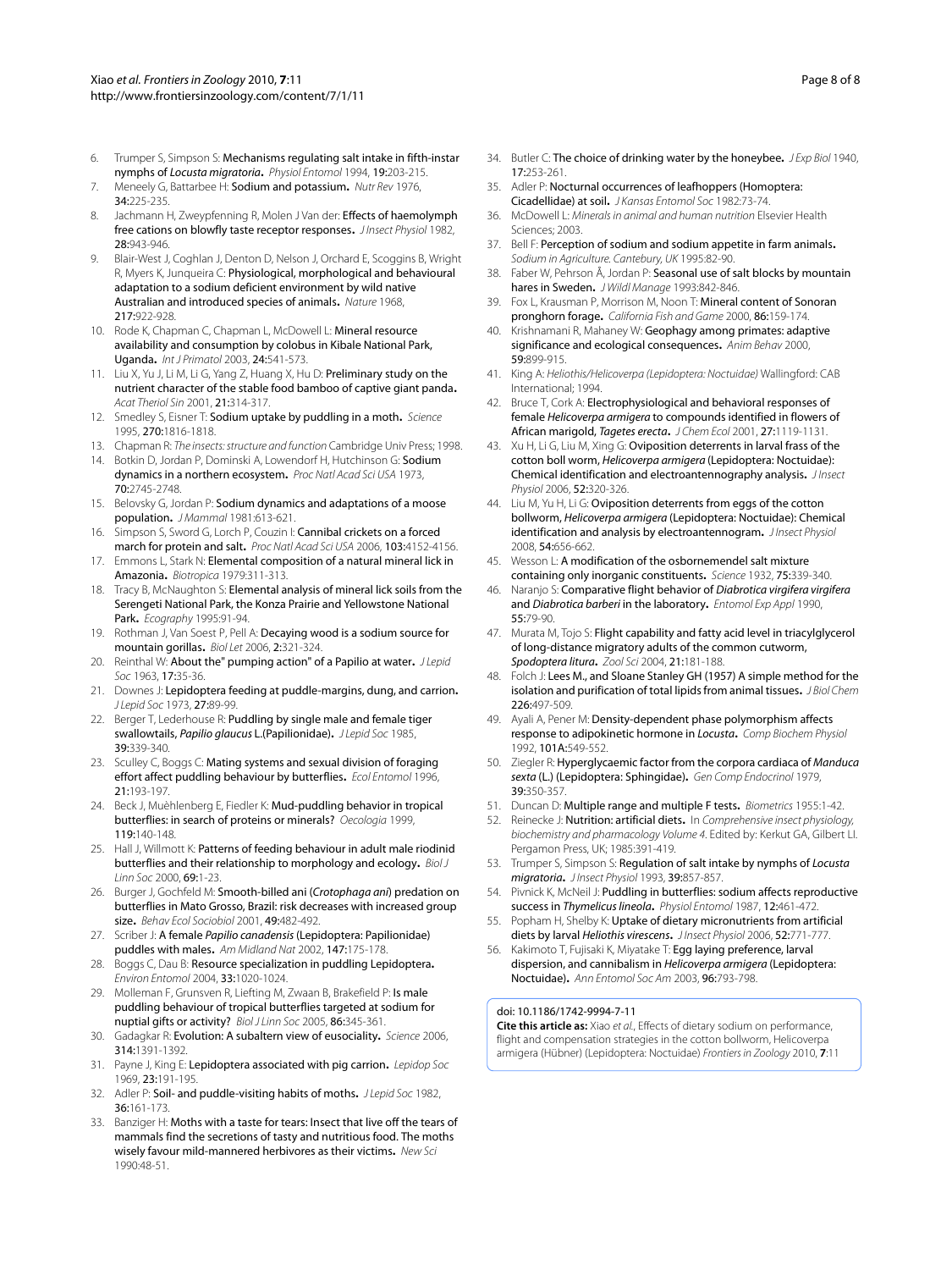6. Trumper S, Simpson S: **Mechanisms regulating salt intake in fifth-instar nymphs of *Locusta migratoria*.** *Physiol Entomol* 1994, **19**:203-215.
7. Meneely G, Battarbee H: **Sodium and potassium.** *Nutr Rev* 1976, **34**:225-235.
8. Jachmann H, Zweypfenning R, Molen J Van der: **Effects of haemolymph free cations on blowfly taste receptor responses.** *J Insect Physiol* 1982, **28**:943-946.
9. Blair-West J, Coghlan J, Denton D, Nelson J, Orchard E, Scoggins B, Wright R, Myers K, Junqueira C: **Physiological, morphological and behavioural adaptation to a sodium deficient environment by wild native Australian and introduced species of animals.** *Nature* 1968, **217**:922-928.
10. Rode K, Chapman C, Chapman L, McDowell L: **Mineral resource availability and consumption by colobus in Kibale National Park, Uganda.** *Int J Primatol* 2003, **24**:541-573.
11. Liu X, Yu J, Li M, Li G, Yang Z, Huang X, Hu D: **Preliminary study on the nutrient character of the stable food bamboo of captive giant panda.** *Acat Theriol Sin* 2001, **21**:314-317.
12. Smedley S, Eisner T: **Sodium uptake by puddling in a moth.** *Science* 1995, **270**:1816-1818.
13. Chapman R: *The insects: structure and function* Cambridge Univ Press; 1998.
14. Botkin D, Jordan P, Dominski A, Lowendorf H, Hutchinson G: **Sodium dynamics in a northern ecosystem.** *Proc Natl Acad Sci USA* 1973, **70**:2745-2748.
15. Belovsky G, Jordan P: **Sodium dynamics and adaptations of a moose population.** *J Mammal* 1981:613-621.
16. Simpson S, Sword G, Lorch P, Couzin I: **Cannibal crickets on a forced march for protein and salt.** *Proc Natl Acad Sci USA* 2006, **103**:4152-4156.
17. Emmons L, Stark N: **Elemental composition of a natural mineral lick in Amazonia.** *Biotropica* 1979:311-313.
18. Tracy B, McNaughton S: **Elemental analysis of mineral lick soils from the Serengeti National Park, the Konza Prairie and Yellowstone National Park.** *Ecography* 1995:91-94.
19. Rothman J, Van Soest P, Pell A: **Decaying wood is a sodium source for mountain gorillas.** *Biol Let* 2006, **2**:321-324.
20. Reinthal W: **About the" pumping action" of a Papilio at water.** *J Lepid Soc* 1963, **17**:35-36.
21. Downes J: **Lepidoptera feeding at puddle-margins, dung, and carrion.** *J Lepid Soc* 1973, **27**:89-99.
22. Berger T, Lederhouse R: **Puddling by single male and female tiger swallowtails, *Papilio glaucus* L.(Papilionidae).** *J Lepid Soc* 1985, **39**:339-340.
23. Sculley C, Boggs C: **Mating systems and sexual division of foraging effort affect puddling behaviour by butterflies.** *Ecol Entomol* 1996, **21**:193-197.
24. Beck J, Muèhlenberg E, Fiedler K: **Mud-puddling behavior in tropical butterflies: in search of proteins or minerals?** *Oecologia* 1999, **119**:140-148.
25. Hall J, Willmott K: **Patterns of feeding behaviour in adult male riodinid butterflies and their relationship to morphology and ecology.** *Biol J Linn Soc* 2000, **69**:1-23.
26. Burger J, Gochfeld M: **Smooth-billed ani (*Crotophaga ani*) predation on butterflies in Mato Grosso, Brazil: risk decreases with increased group size.** *Behav Ecol Sociobiol* 2001, **49**:482-492.
27. Scriber J: **A female *Papilio canadensis* (Lepidoptera: Papilionidae) puddles with males.** *Am Midland Nat* 2002, **147**:175-178.
28. Boggs C, Dau B: **Resource specialization in puddling Lepidoptera.** *Environ Entomol* 2004, **33**:1020-1024.
29. Molleman F, Grunsven R, Liefting M, Zwaan B, Brakefield P: **Is male puddling behaviour of tropical butterflies targeted at sodium for nuptial gifts or activity?** *Biol J Linn Soc* 2005, **86**:345-361.
30. Gadagkar R: **Evolution: A subaltern view of eusociality.** *Science* 2006, **314**:1391-1392.
31. Payne J, King E: **Lepidoptera associated with pig carrion.** *Lepidop Soc* 1969, **23**:191-195.
32. Adler P: **Soil- and puddle-visiting habits of moths.** *J Lepid Soc* 1982, **36**:161-173.
33. Banziger H: **Moths with a taste for tears: Insect that live off the tears of mammals find the secretions of tasty and nutritious food. The moths wisely favour mild-mannered herbivores as their victims.** *New Sci* 1990:48-51.
34. Butler C: **The choice of drinking water by the honeybee.** *J Exp Biol* 1940, **17**:253-261.
35. Adler P: **Nocturnal occurrences of leafhoppers (Homoptera: Cicadellidae) at soil.** *J Kansas Entomol Soc* 1982:73-74.
36. McDowell L: *Minerals in animal and human nutrition* Elsevier Health Sciences; 2003.
37. Bell F: **Perception of sodium and sodium appetite in farm animals.** *Sodium in Agriculture. Cantebury, UK* 1995:82-90.
38. Faber W, Pehrson Å, Jordan P: **Seasonal use of salt blocks by mountain hares in Sweden.** *J Wildl Manage* 1993:842-846.
39. Fox L, Krausman P, Morrison M, Noon T: **Mineral content of Sonoran pronghorn forage.** *California Fish and Game* 2000, **86**:159-174.
40. Krishnamani R, Mahaney W: **Geophagy among primates: adaptive significance and ecological consequences.** *Anim Behav* 2000, **59**:899-915.
41. King A: *Heliothis/Helicoverpa (Lepidoptera: Noctuidae)* Wallingford: CAB International; 1994.
42. Bruce T, Cork A: **Electrophysiological and behavioral responses of female *Helicoverpa armigera* to compounds identified in flowers of African marigold, *Tagetes erecta*.** *J Chem Ecol* 2001, **27**:1119-1131.
43. Xu H, Li G, Liu M, Xing G: **Oviposition deterrents in larval frass of the cotton boll worm, *Helicoverpa armigera* (Lepidoptera: Noctuidae): Chemical identification and electroantennography analysis.** *J Insect Physiol* 2006, **52**:320-326.
44. Liu M, Yu H, Li G: **Oviposition deterrents from eggs of the cotton bollworm, *Helicoverpa armigera* (Lepidoptera: Noctuidae): Chemical identification and analysis by electroantennogram.** *J Insect Physiol* 2008, **54**:656-662.
45. Wesson L: **A modification of the osbornemendel salt mixture containing only inorganic constituents.** *Science* 1932, **75**:339-340.
46. Naranjo S: **Comparative flight behavior of *Diabrotica virgifera virgifera* and *Diabrotica barberi* in the laboratory.** *Entomol Exp Appl* 1990, **55**:79-90.
47. Murata M, Tojo S: **Flight capability and fatty acid level in triacylglycerol of long-distance migratory adults of the common cutworm, *Spodoptera litura*.** *Zool Sci* 2004, **21**:181-188.
48. Folch J: **Lees M., and Sloane Stanley GH (1957) A simple method for the isolation and purification of total lipids from animal tissues.** *J Biol Chem* **226**:497-509.
49. Ayali A, Pener M: **Density-dependent phase polymorphism affects response to adipokinetic hormone in *Locusta*.** *Comp Biochem Physiol* 1992, **101A**:549-552.
50. Ziegler R: **Hyperglycaemic factor from the corpora cardiaca of *Manduca sexta* (L.) (Lepidoptera: Sphingidae).** *Gen Comp Endocrinol* 1979, **39**:350-357.
51. Duncan D: **Multiple range and multiple F tests.** *Biometrics* 1955:1-42.
52. Reinecke J: **Nutrition: artificial diets.** In *Comprehensive insect physiology, biochemistry and pharmacology Volume 4*. Edited by: Kerkut GA, Gilbert LI. Pergamon Press, UK; 1985:391-419.
53. Trumper S, Simpson S: **Regulation of salt intake by nymphs of *Locusta migratoria*.** *J Insect Physiol* 1993, **39**:857-857.
54. Pivnick K, McNeil J: **Puddling in butterflies: sodium affects reproductive success in *Thymelicus lineola*.** *Physiol Entomol* 1987, **12**:461-472.
55. Popham H, Shelby K: **Uptake of dietary micronutrients from artificial diets by larval *Heliothis virescens*.** *J Insect Physiol* 2006, **52**:771-777.
56. Kakimoto T, Fujisaki K, Miyatake T: **Egg laying preference, larval dispersion, and cannibalism in *Helicoverpa armigera* (Lepidoptera: Noctuidae).** *Ann Entomol Soc Am* 2003, **96**:793-798.

doi: 10.1186/1742-9994-7-11

**Cite this article as:** Xiao *et al.*, Effects of dietary sodium on performance, flight and compensation strategies in the cotton bollworm, Helicoverpa armigera (Hübner) (Lepidoptera: Noctuidae) *Frontiers in Zoology* 2010, **7**:11